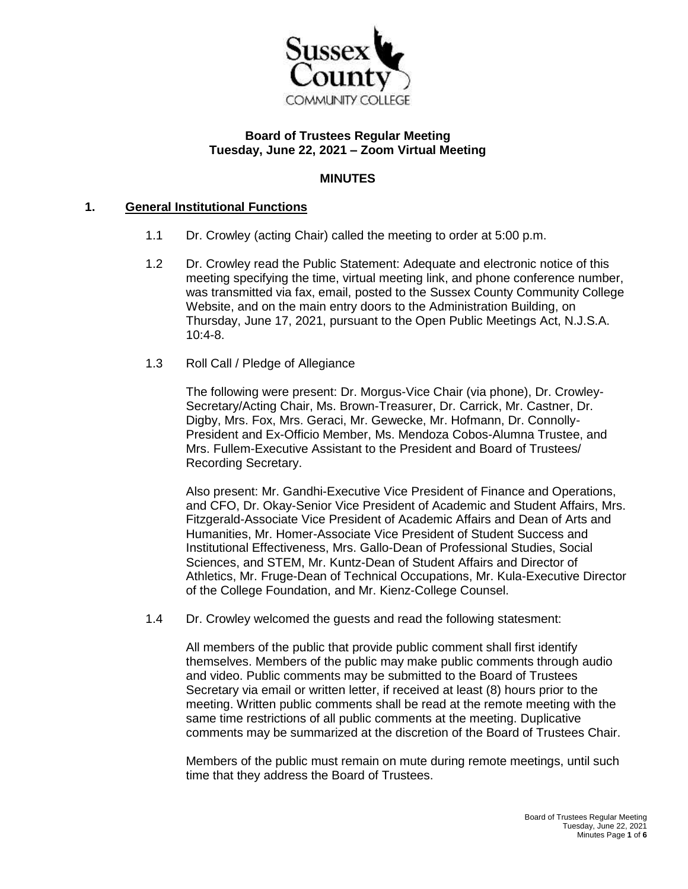Sussex County COMMUNITY COLLEGE

**Board of Trustees Regular Meeting**
**Tuesday, June 22, 2021 – Zoom Virtual Meeting**

**MINUTES**

## 1. General Institutional Functions

1.1 Dr. Crowley (acting Chair) called the meeting to order at 5:00 p.m.

1.2 Dr. Crowley read the Public Statement: Adequate and electronic notice of this meeting specifying the time, virtual meeting link, and phone conference number, was transmitted via fax, email, posted to the Sussex County Community College Website, and on the main entry doors to the Administration Building, on Thursday, June 17, 2021, pursuant to the Open Public Meetings Act, N.J.S.A. 10:4-8.

1.3 Roll Call / Pledge of Allegiance

The following were present: Dr. Morgus-Vice Chair (via phone), Dr. Crowley-Secretary/Acting Chair, Ms. Brown-Treasurer, Dr. Carrick, Mr. Castner, Dr. Digby, Mrs. Fox, Mrs. Geraci, Mr. Gewecke, Mr. Hofmann, Dr. Connolly-President and Ex-Officio Member, Ms. Mendoza Cobos-Alumna Trustee, and Mrs. Fullem-Executive Assistant to the President and Board of Trustees/ Recording Secretary.

Also present: Mr. Gandhi-Executive Vice President of Finance and Operations, and CFO, Dr. Okay-Senior Vice President of Academic and Student Affairs, Mrs. Fitzgerald-Associate Vice President of Academic Affairs and Dean of Arts and Humanities, Mr. Homer-Associate Vice President of Student Success and Institutional Effectiveness, Mrs. Gallo-Dean of Professional Studies, Social Sciences, and STEM, Mr. Kuntz-Dean of Student Affairs and Director of Athletics, Mr. Fruge-Dean of Technical Occupations, Mr. Kula-Executive Director of the College Foundation, and Mr. Kienz-College Counsel.

1.4 Dr. Crowley welcomed the guests and read the following statesment:

All members of the public that provide public comment shall first identify themselves. Members of the public may make public comments through audio and video. Public comments may be submitted to the Board of Trustees Secretary via email or written letter, if received at least (8) hours prior to the meeting. Written public comments shall be read at the remote meeting with the same time restrictions of all public comments at the meeting. Duplicative comments may be summarized at the discretion of the Board of Trustees Chair.

Members of the public must remain on mute during remote meetings, until such time that they address the Board of Trustees.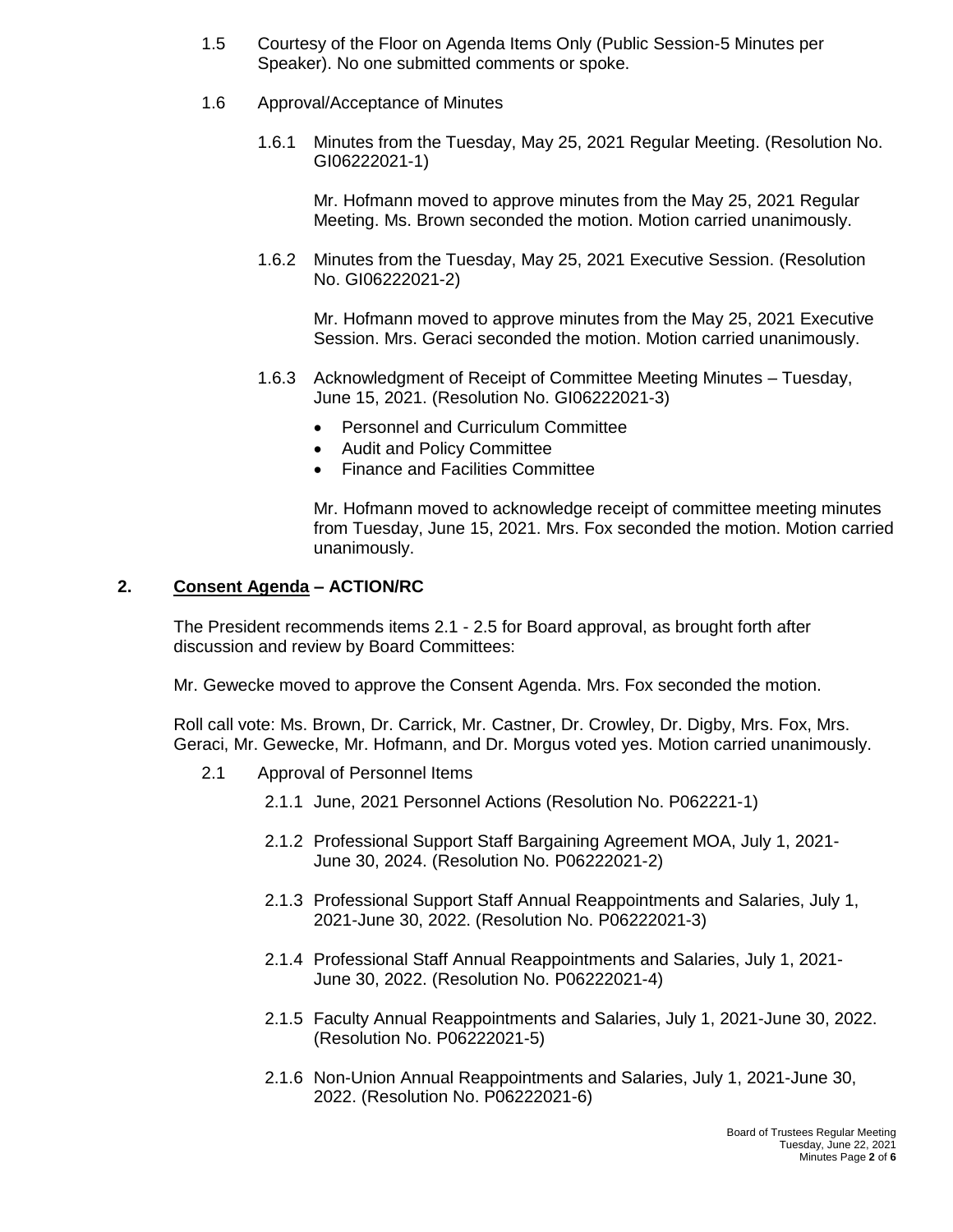1.5 Courtesy of the Floor on Agenda Items Only (Public Session-5 Minutes per Speaker). No one submitted comments or spoke.

1.6 Approval/Acceptance of Minutes

1.6.1 Minutes from the Tuesday, May 25, 2021 Regular Meeting. (Resolution No. GI06222021-1)

Mr. Hofmann moved to approve minutes from the May 25, 2021 Regular Meeting. Ms. Brown seconded the motion. Motion carried unanimously.

1.6.2 Minutes from the Tuesday, May 25, 2021 Executive Session. (Resolution No. GI06222021-2)

Mr. Hofmann moved to approve minutes from the May 25, 2021 Executive Session. Mrs. Geraci seconded the motion. Motion carried unanimously.

1.6.3 Acknowledgment of Receipt of Committee Meeting Minutes – Tuesday, June 15, 2021. (Resolution No. GI06222021-3)

- Personnel and Curriculum Committee
- Audit and Policy Committee
- Finance and Facilities Committee

Mr. Hofmann moved to acknowledge receipt of committee meeting minutes from Tuesday, June 15, 2021. Mrs. Fox seconded the motion. Motion carried unanimously.

## 2. Consent Agenda – ACTION/RC

The President recommends items 2.1 - 2.5 for Board approval, as brought forth after discussion and review by Board Committees:

Mr. Gewecke moved to approve the Consent Agenda. Mrs. Fox seconded the motion.

Roll call vote: Ms. Brown, Dr. Carrick, Mr. Castner, Dr. Crowley, Dr. Digby, Mrs. Fox, Mrs. Geraci, Mr. Gewecke, Mr. Hofmann, and Dr. Morgus voted yes. Motion carried unanimously.

2.1 Approval of Personnel Items

2.1.1 June, 2021 Personnel Actions (Resolution No. P062221-1)

2.1.2 Professional Support Staff Bargaining Agreement MOA, July 1, 2021-June 30, 2024. (Resolution No. P06222021-2)

2.1.3 Professional Support Staff Annual Reappointments and Salaries, July 1, 2021-June 30, 2022. (Resolution No. P06222021-3)

2.1.4 Professional Staff Annual Reappointments and Salaries, July 1, 2021-June 30, 2022. (Resolution No. P06222021-4)

2.1.5 Faculty Annual Reappointments and Salaries, July 1, 2021-June 30, 2022. (Resolution No. P06222021-5)

2.1.6 Non-Union Annual Reappointments and Salaries, July 1, 2021-June 30, 2022. (Resolution No. P06222021-6)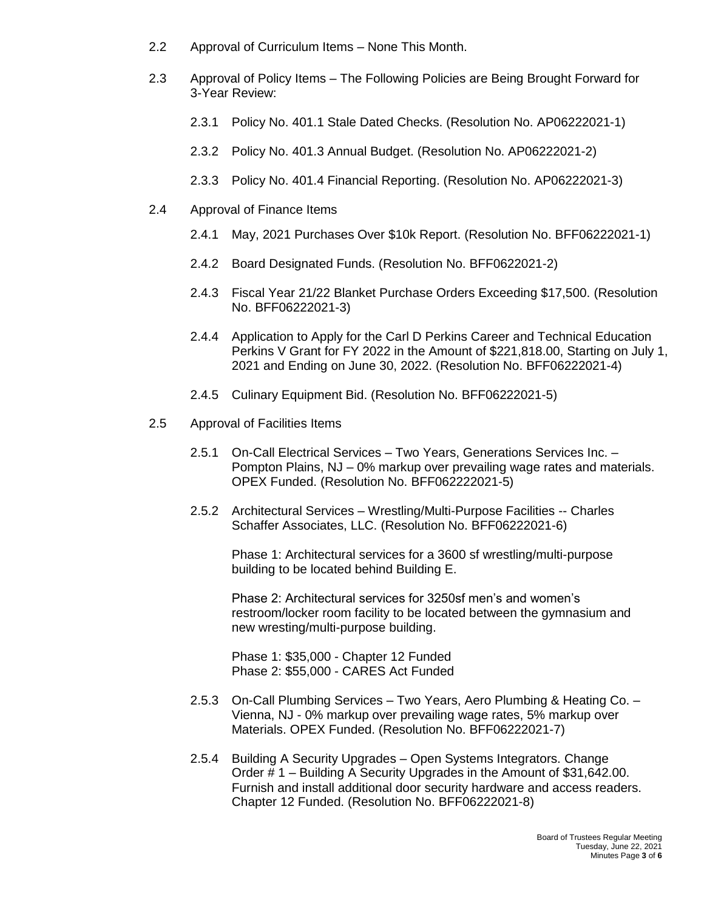2.2 Approval of Curriculum Items – None This Month.

2.3 Approval of Policy Items – The Following Policies are Being Brought Forward for 3-Year Review:

2.3.1 Policy No. 401.1 Stale Dated Checks. (Resolution No. AP06222021-1)

2.3.2 Policy No. 401.3 Annual Budget. (Resolution No. AP06222021-2)

2.3.3 Policy No. 401.4 Financial Reporting. (Resolution No. AP06222021-3)

2.4 Approval of Finance Items

2.4.1 May, 2021 Purchases Over $10k Report. (Resolution No. BFF06222021-1)

2.4.2 Board Designated Funds. (Resolution No. BFF0622021-2)

2.4.3 Fiscal Year 21/22 Blanket Purchase Orders Exceeding $17,500. (Resolution No. BFF06222021-3)

2.4.4 Application to Apply for the Carl D Perkins Career and Technical Education Perkins V Grant for FY 2022 in the Amount of $221,818.00, Starting on July 1, 2021 and Ending on June 30, 2022. (Resolution No. BFF06222021-4)

2.4.5 Culinary Equipment Bid. (Resolution No. BFF06222021-5)

2.5 Approval of Facilities Items

2.5.1 On-Call Electrical Services – Two Years, Generations Services Inc. – Pompton Plains, NJ – 0% markup over prevailing wage rates and materials. OPEX Funded. (Resolution No. BFF062222021-5)

2.5.2 Architectural Services – Wrestling/Multi-Purpose Facilities -- Charles Schaffer Associates, LLC. (Resolution No. BFF06222021-6)

Phase 1: Architectural services for a 3600 sf wrestling/multi-purpose building to be located behind Building E.

Phase 2: Architectural services for 3250sf men's and women's restroom/locker room facility to be located between the gymnasium and new wresting/multi-purpose building.

Phase 1: $35,000 - Chapter 12 Funded
Phase 2: $55,000 - CARES Act Funded

2.5.3 On-Call Plumbing Services – Two Years, Aero Plumbing & Heating Co. – Vienna, NJ - 0% markup over prevailing wage rates, 5% markup over Materials. OPEX Funded. (Resolution No. BFF06222021-7)

2.5.4 Building A Security Upgrades – Open Systems Integrators. Change Order # 1 – Building A Security Upgrades in the Amount of $31,642.00. Furnish and install additional door security hardware and access readers. Chapter 12 Funded. (Resolution No. BFF06222021-8)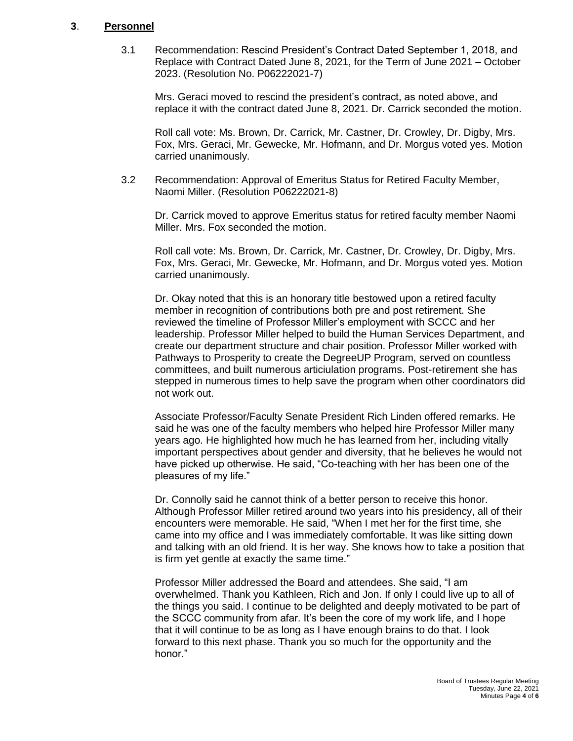## 3. Personnel

3.1 Recommendation: Rescind President's Contract Dated September 1, 2018, and Replace with Contract Dated June 8, 2021, for the Term of June 2021 – October 2023. (Resolution No. P06222021-7)

Mrs. Geraci moved to rescind the president's contract, as noted above, and replace it with the contract dated June 8, 2021. Dr. Carrick seconded the motion.

Roll call vote: Ms. Brown, Dr. Carrick, Mr. Castner, Dr. Crowley, Dr. Digby, Mrs. Fox, Mrs. Geraci, Mr. Gewecke, Mr. Hofmann, and Dr. Morgus voted yes. Motion carried unanimously.

3.2 Recommendation: Approval of Emeritus Status for Retired Faculty Member, Naomi Miller. (Resolution P06222021-8)

Dr. Carrick moved to approve Emeritus status for retired faculty member Naomi Miller. Mrs. Fox seconded the motion.

Roll call vote: Ms. Brown, Dr. Carrick, Mr. Castner, Dr. Crowley, Dr. Digby, Mrs. Fox, Mrs. Geraci, Mr. Gewecke, Mr. Hofmann, and Dr. Morgus voted yes. Motion carried unanimously.

Dr. Okay noted that this is an honorary title bestowed upon a retired faculty member in recognition of contributions both pre and post retirement. She reviewed the timeline of Professor Miller's employment with SCCC and her leadership. Professor Miller helped to build the Human Services Department, and create our department structure and chair position. Professor Miller worked with Pathways to Prosperity to create the DegreeUP Program, served on countless committees, and built numerous articiulation programs. Post-retirement she has stepped in numerous times to help save the program when other coordinators did not work out.

Associate Professor/Faculty Senate President Rich Linden offered remarks. He said he was one of the faculty members who helped hire Professor Miller many years ago. He highlighted how much he has learned from her, including vitally important perspectives about gender and diversity, that he believes he would not have picked up otherwise. He said, "Co-teaching with her has been one of the pleasures of my life."

Dr. Connolly said he cannot think of a better person to receive this honor. Although Professor Miller retired around two years into his presidency, all of their encounters were memorable. He said, "When I met her for the first time, she came into my office and I was immediately comfortable. It was like sitting down and talking with an old friend. It is her way. She knows how to take a position that is firm yet gentle at exactly the same time."

Professor Miller addressed the Board and attendees. She said, "I am overwhelmed. Thank you Kathleen, Rich and Jon. If only I could live up to all of the things you said. I continue to be delighted and deeply motivated to be part of the SCCC community from afar. It's been the core of my work life, and I hope that it will continue to be as long as I have enough brains to do that. I look forward to this next phase. Thank you so much for the opportunity and the honor."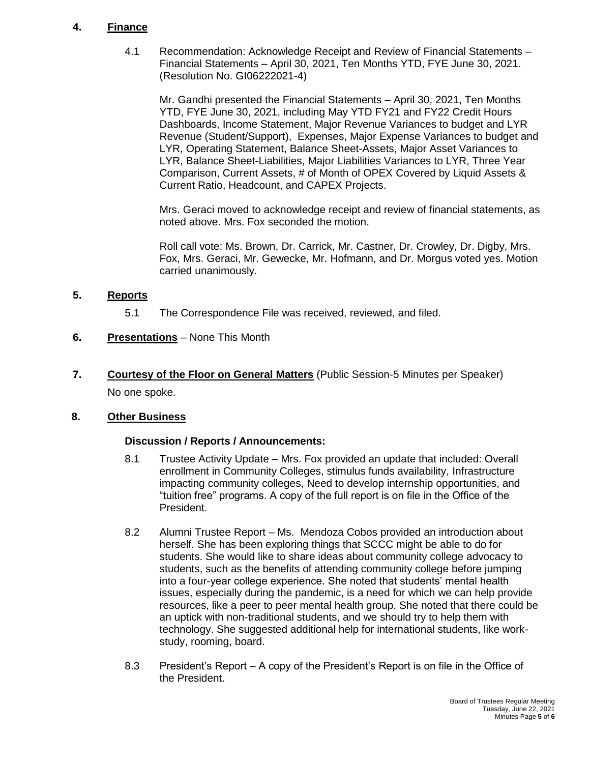## 4. **Finance**

4.1 Recommendation: Acknowledge Receipt and Review of Financial Statements – Financial Statements – April 30, 2021, Ten Months YTD, FYE June 30, 2021. (Resolution No. GI06222021-4)

Mr. Gandhi presented the Financial Statements – April 30, 2021, Ten Months YTD, FYE June 30, 2021, including May YTD FY21 and FY22 Credit Hours Dashboards, Income Statement, Major Revenue Variances to budget and LYR Revenue (Student/Support), Expenses, Major Expense Variances to budget and LYR, Operating Statement, Balance Sheet-Assets, Major Asset Variances to LYR, Balance Sheet-Liabilities, Major Liabilities Variances to LYR, Three Year Comparison, Current Assets, # of Month of OPEX Covered by Liquid Assets & Current Ratio, Headcount, and CAPEX Projects.

Mrs. Geraci moved to acknowledge receipt and review of financial statements, as noted above. Mrs. Fox seconded the motion.

Roll call vote: Ms. Brown, Dr. Carrick, Mr. Castner, Dr. Crowley, Dr. Digby, Mrs. Fox, Mrs. Geraci, Mr. Gewecke, Mr. Hofmann, and Dr. Morgus voted yes. Motion carried unanimously.

## 5. **Reports**

5.1 The Correspondence File was received, reviewed, and filed.

## 6. **Presentations** – None This Month

## 7. **Courtesy of the Floor on General Matters** (Public Session-5 Minutes per Speaker)

No one spoke.

## 8. **Other Business**

### Discussion / Reports / Announcements:

8.1 Trustee Activity Update – Mrs. Fox provided an update that included: Overall enrollment in Community Colleges, stimulus funds availability, Infrastructure impacting community colleges, Need to develop internship opportunities, and "tuition free" programs. A copy of the full report is on file in the Office of the President.

8.2 Alumni Trustee Report – Ms. Mendoza Cobos provided an introduction about herself. She has been exploring things that SCCC might be able to do for students. She would like to share ideas about community college advocacy to students, such as the benefits of attending community college before jumping into a four-year college experience. She noted that students' mental health issues, especially during the pandemic, is a need for which we can help provide resources, like a peer to peer mental health group. She noted that there could be an uptick with non-traditional students, and we should try to help them with technology. She suggested additional help for international students, like work-study, rooming, board.

8.3 President's Report – A copy of the President's Report is on file in the Office of the President.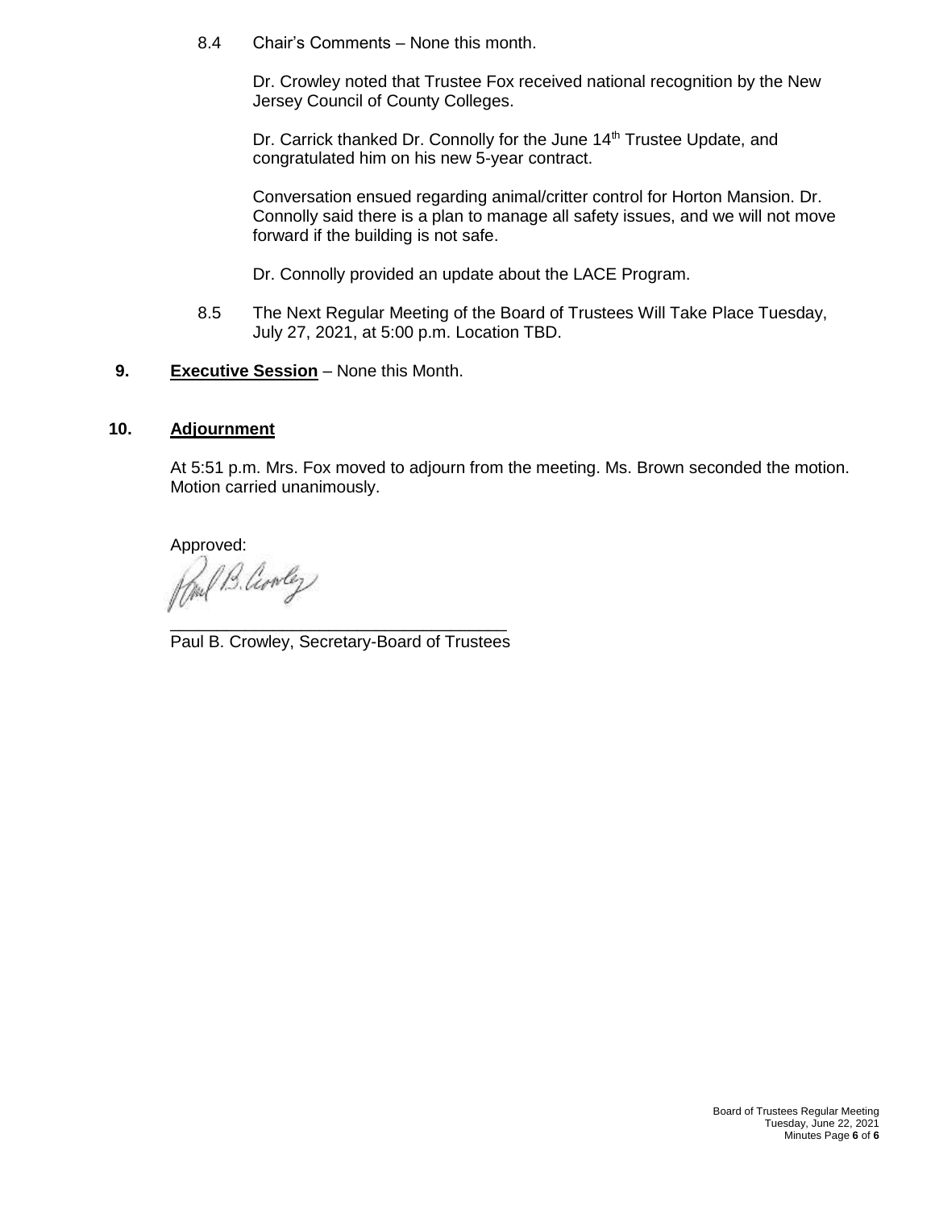8.4 Chair's Comments – None this month.

Dr. Crowley noted that Trustee Fox received national recognition by the New Jersey Council of County Colleges.

Dr. Carrick thanked Dr. Connolly for the June 14th Trustee Update, and congratulated him on his new 5-year contract.

Conversation ensued regarding animal/critter control for Horton Mansion. Dr. Connolly said there is a plan to manage all safety issues, and we will not move forward if the building is not safe.

Dr. Connolly provided an update about the LACE Program.

8.5 The Next Regular Meeting of the Board of Trustees Will Take Place Tuesday, July 27, 2021, at 5:00 p.m. Location TBD.

**9. Executive Session** – None this Month.

**10. Adjournment**

At 5:51 p.m. Mrs. Fox moved to adjourn from the meeting. Ms. Brown seconded the motion. Motion carried unanimously.

Approved:

Paul B. Crowley

\_\_\_\_\_\_\_\_\_\_\_\_\_\_\_\_\_\_\_\_\_\_\_\_\_\_\_\_\_\_\_\_\_\_\_\_

Paul B. Crowley, Secretary-Board of Trustees